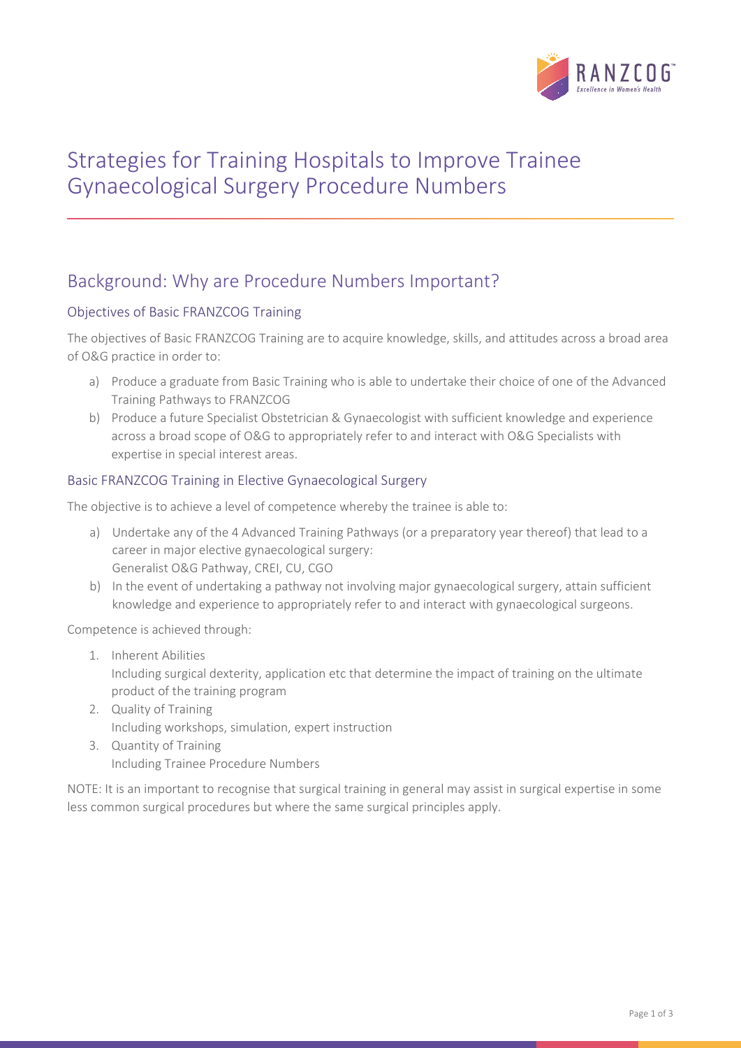# Strategies for Training Hospitals to Improve Trainee Gynaecological Surgery Procedure Numbers

## Background: Why are Procedure Numbers Important?

### Objectives of Basic FRANZCOG Training

The objectives of Basic FRANZCOG Training are to acquire knowledge, skills, and attitudes across a broad area of O&G practice in order to:

a) Produce a graduate from Basic Training who is able to undertake their choice of one of the Advanced Training Pathways to FRANZCOG

b) Produce a future Specialist Obstetrician & Gynaecologist with sufficient knowledge and experience across a broad scope of O&G to appropriately refer to and interact with O&G Specialists with expertise in special interest areas.

### Basic FRANZCOG Training in Elective Gynaecological Surgery

The objective is to achieve a level of competence whereby the trainee is able to:

a) Undertake any of the 4 Advanced Training Pathways (or a preparatory year thereof) that lead to a career in major elective gynaecological surgery:
Generalist O&G Pathway, CREI, CU, CGO

b) In the event of undertaking a pathway not involving major gynaecological surgery, attain sufficient knowledge and experience to appropriately refer to and interact with gynaecological surgeons.

Competence is achieved through:

1. Inherent Abilities
Including surgical dexterity, application etc that determine the impact of training on the ultimate product of the training program
2. Quality of Training
Including workshops, simulation, expert instruction
3. Quantity of Training
Including Trainee Procedure Numbers

NOTE: It is an important to recognise that surgical training in general may assist in surgical expertise in some less common surgical procedures but where the same surgical principles apply.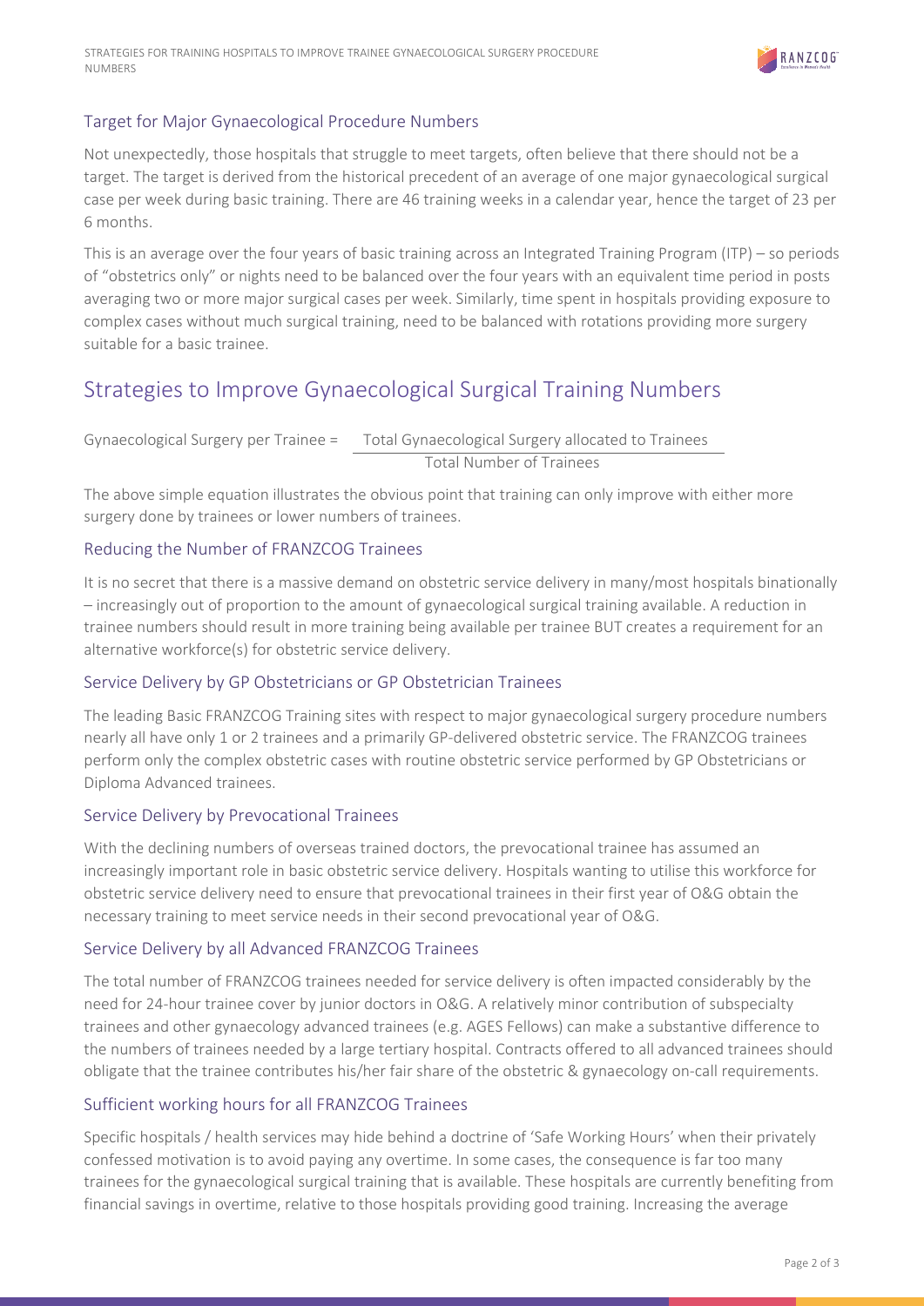### Target for Major Gynaecological Procedure Numbers

Not unexpectedly, those hospitals that struggle to meet targets, often believe that there should not be a target. The target is derived from the historical precedent of an average of one major gynaecological surgical case per week during basic training. There are 46 training weeks in a calendar year, hence the target of 23 per 6 months.

This is an average over the four years of basic training across an Integrated Training Program (ITP) – so periods of "obstetrics only" or nights need to be balanced over the four years with an equivalent time period in posts averaging two or more major surgical cases per week. Similarly, time spent in hospitals providing exposure to complex cases without much surgical training, need to be balanced with rotations providing more surgery suitable for a basic trainee.

## Strategies to Improve Gynaecological Surgical Training Numbers

$$\text{Gynaecological Surgery per Trainee} = \frac{\text{Total Gynaecological Surgery allocated to Trainees}}{\text{Total Number of Trainees}}$$

The above simple equation illustrates the obvious point that training can only improve with either more surgery done by trainees or lower numbers of trainees.

### Reducing the Number of FRANZCOG Trainees

It is no secret that there is a massive demand on obstetric service delivery in many/most hospitals binationally – increasingly out of proportion to the amount of gynaecological surgical training available. A reduction in trainee numbers should result in more training being available per trainee BUT creates a requirement for an alternative workforce(s) for obstetric service delivery.

### Service Delivery by GP Obstetricians or GP Obstetrician Trainees

The leading Basic FRANZCOG Training sites with respect to major gynaecological surgery procedure numbers nearly all have only 1 or 2 trainees and a primarily GP-delivered obstetric service. The FRANZCOG trainees perform only the complex obstetric cases with routine obstetric service performed by GP Obstetricians or Diploma Advanced trainees.

### Service Delivery by Prevocational Trainees

With the declining numbers of overseas trained doctors, the prevocational trainee has assumed an increasingly important role in basic obstetric service delivery. Hospitals wanting to utilise this workforce for obstetric service delivery need to ensure that prevocational trainees in their first year of O&G obtain the necessary training to meet service needs in their second prevocational year of O&G.

### Service Delivery by all Advanced FRANZCOG Trainees

The total number of FRANZCOG trainees needed for service delivery is often impacted considerably by the need for 24-hour trainee cover by junior doctors in O&G. A relatively minor contribution of subspecialty trainees and other gynaecology advanced trainees (e.g. AGES Fellows) can make a substantive difference to the numbers of trainees needed by a large tertiary hospital. Contracts offered to all advanced trainees should obligate that the trainee contributes his/her fair share of the obstetric & gynaecology on-call requirements.

### Sufficient working hours for all FRANZCOG Trainees

Specific hospitals / health services may hide behind a doctrine of 'Safe Working Hours' when their privately confessed motivation is to avoid paying any overtime. In some cases, the consequence is far too many trainees for the gynaecological surgical training that is available. These hospitals are currently benefiting from financial savings in overtime, relative to those hospitals providing good training. Increasing the average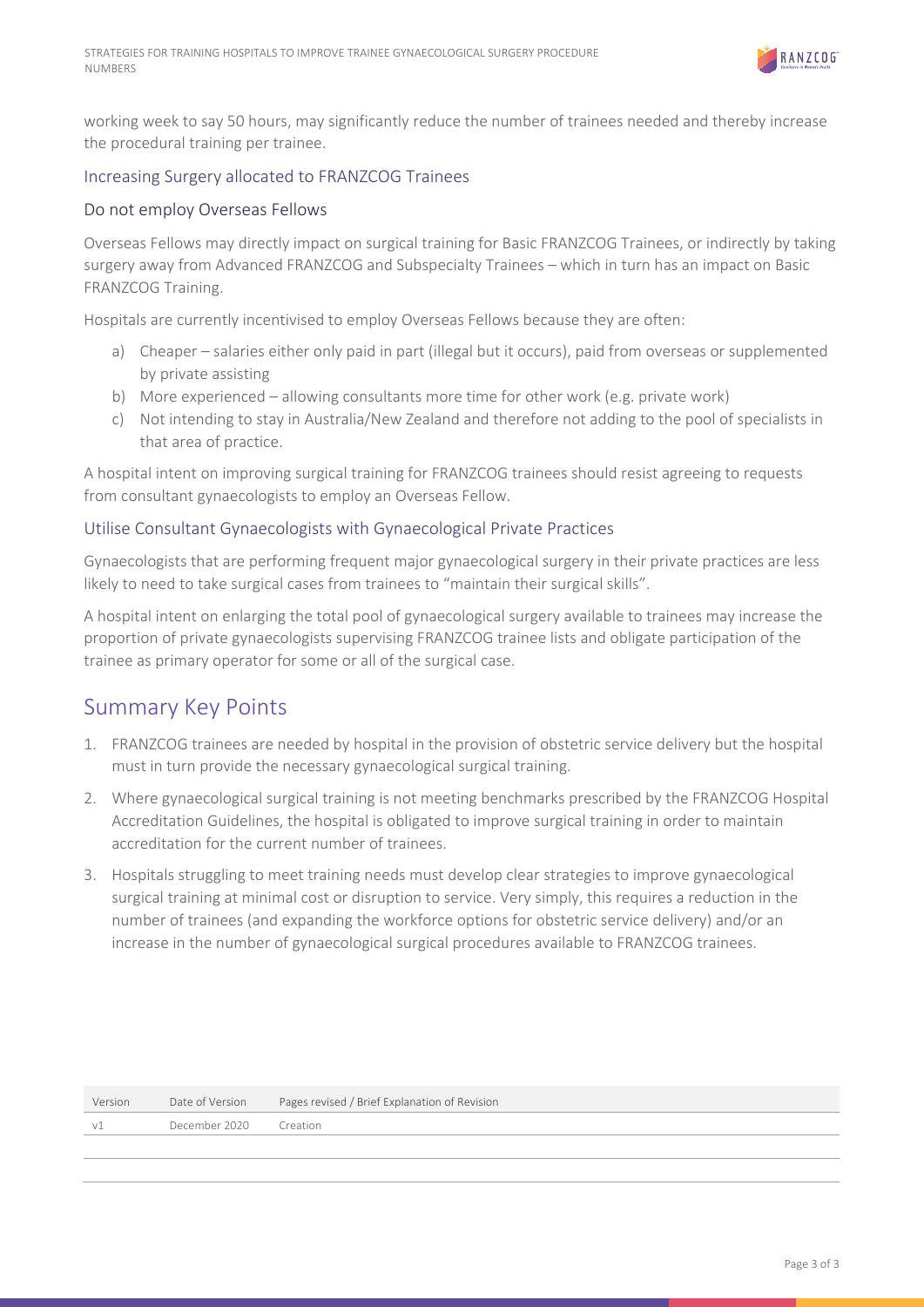working week to say 50 hours, may significantly reduce the number of trainees needed and thereby increase the procedural training per trainee.

### Increasing Surgery allocated to FRANZCOG Trainees

### Do not employ Overseas Fellows

Overseas Fellows may directly impact on surgical training for Basic FRANZCOG Trainees, or indirectly by taking surgery away from Advanced FRANZCOG and Subspecialty Trainees – which in turn has an impact on Basic FRANZCOG Training.

Hospitals are currently incentivised to employ Overseas Fellows because they are often:

a) Cheaper – salaries either only paid in part (illegal but it occurs), paid from overseas or supplemented by private assisting
b) More experienced – allowing consultants more time for other work (e.g. private work)
c) Not intending to stay in Australia/New Zealand and therefore not adding to the pool of specialists in that area of practice.

A hospital intent on improving surgical training for FRANZCOG trainees should resist agreeing to requests from consultant gynaecologists to employ an Overseas Fellow.

### Utilise Consultant Gynaecologists with Gynaecological Private Practices

Gynaecologists that are performing frequent major gynaecological surgery in their private practices are less likely to need to take surgical cases from trainees to "maintain their surgical skills".

A hospital intent on enlarging the total pool of gynaecological surgery available to trainees may increase the proportion of private gynaecologists supervising FRANZCOG trainee lists and obligate participation of the trainee as primary operator for some or all of the surgical case.

## Summary Key Points

1. FRANZCOG trainees are needed by hospital in the provision of obstetric service delivery but the hospital must in turn provide the necessary gynaecological surgical training.
2. Where gynaecological surgical training is not meeting benchmarks prescribed by the FRANZCOG Hospital Accreditation Guidelines, the hospital is obligated to improve surgical training in order to maintain accreditation for the current number of trainees.
3. Hospitals struggling to meet training needs must develop clear strategies to improve gynaecological surgical training at minimal cost or disruption to service. Very simply, this requires a reduction in the number of trainees (and expanding the workforce options for obstetric service delivery) and/or an increase in the number of gynaecological surgical procedures available to FRANZCOG trainees.

| Version | Date of Version | Pages revised / Brief Explanation of Revision |
| --- | --- | --- |
| v1 | December 2020 | Creation |
| | | |
| | | |